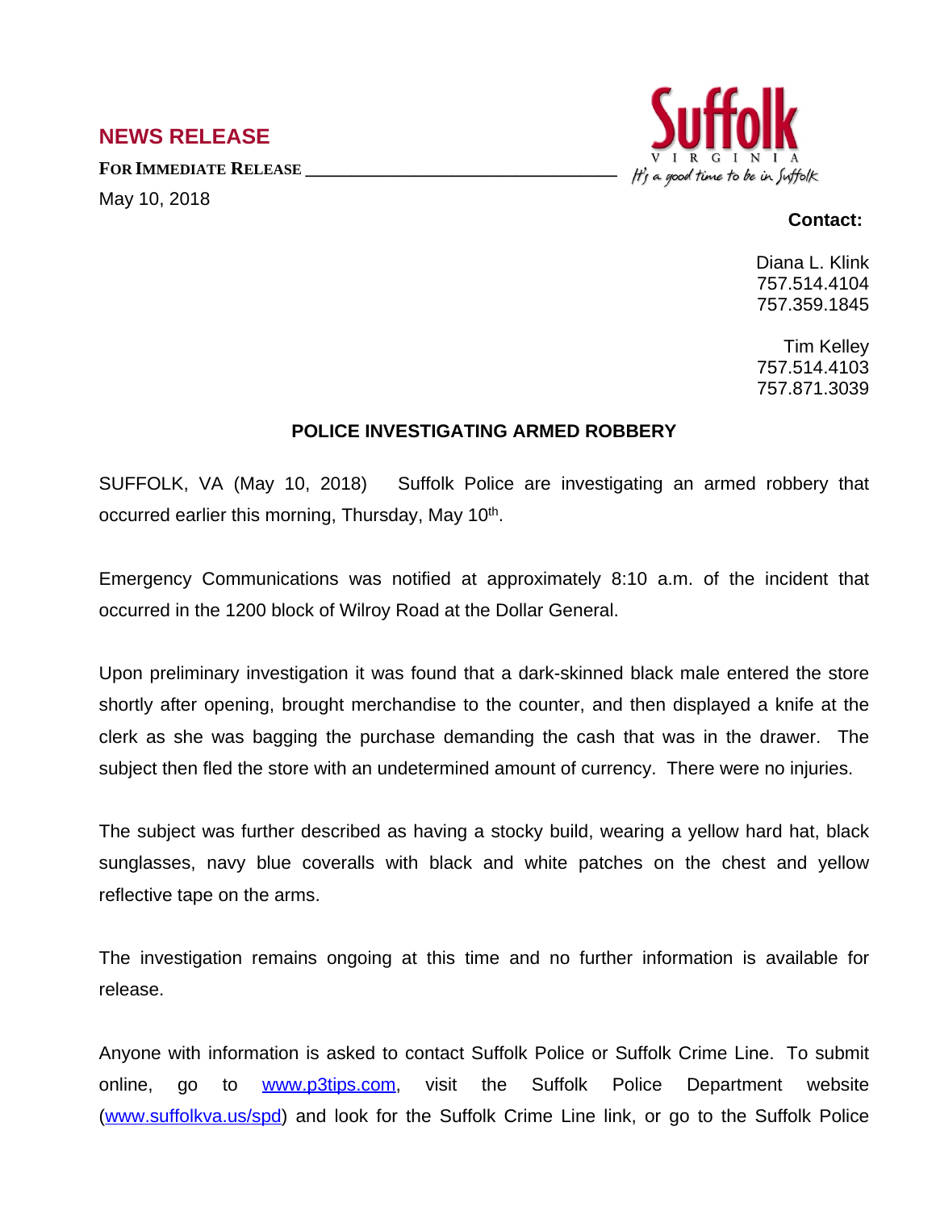## NEWS RELEASE

**FOR IMMEDIATE RELEASE**

May 10, 2018

Suffolk
VIRGINIA
It's a good time to be in Suffolk

**Contact:**

Diana L. Klink
757.514.4104
757.359.1845

Tim Kelley
757.514.4103
757.871.3039

**POLICE INVESTIGATING ARMED ROBBERY**

SUFFOLK, VA (May 10, 2018) Suffolk Police are investigating an armed robbery that occurred earlier this morning, Thursday, May 10th.

Emergency Communications was notified at approximately 8:10 a.m. of the incident that occurred in the 1200 block of Wilroy Road at the Dollar General.

Upon preliminary investigation it was found that a dark-skinned black male entered the store shortly after opening, brought merchandise to the counter, and then displayed a knife at the clerk as she was bagging the purchase demanding the cash that was in the drawer. The subject then fled the store with an undetermined amount of currency. There were no injuries.

The subject was further described as having a stocky build, wearing a yellow hard hat, black sunglasses, navy blue coveralls with black and white patches on the chest and yellow reflective tape on the arms.

The investigation remains ongoing at this time and no further information is available for release.

Anyone with information is asked to contact Suffolk Police or Suffolk Crime Line. To submit online, go to [www.p3tips.com](http://www.p3tips.com), visit the Suffolk Police Department website ([www.suffolkva.us/spd](http://www.suffolkva.us/spd)) and look for the Suffolk Crime Line link, or go to the Suffolk Police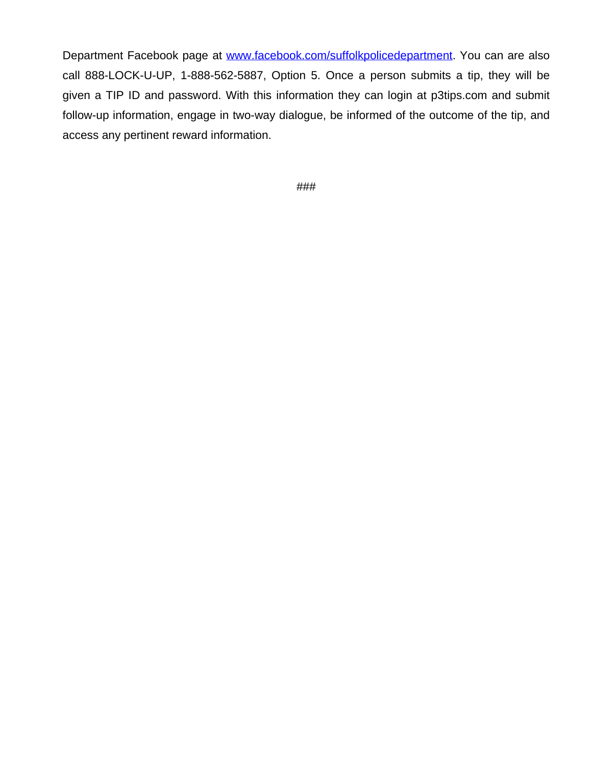Department Facebook page at [www.facebook.com/suffolkpolicedepartment](http://www.facebook.com/suffolkpolicedepartment). You can are also call 888-LOCK-U-UP, 1-888-562-5887, Option 5. Once a person submits a tip, they will be given a TIP ID and password. With this information they can login at p3tips.com and submit follow-up information, engage in two-way dialogue, be informed of the outcome of the tip, and access any pertinent reward information.

###